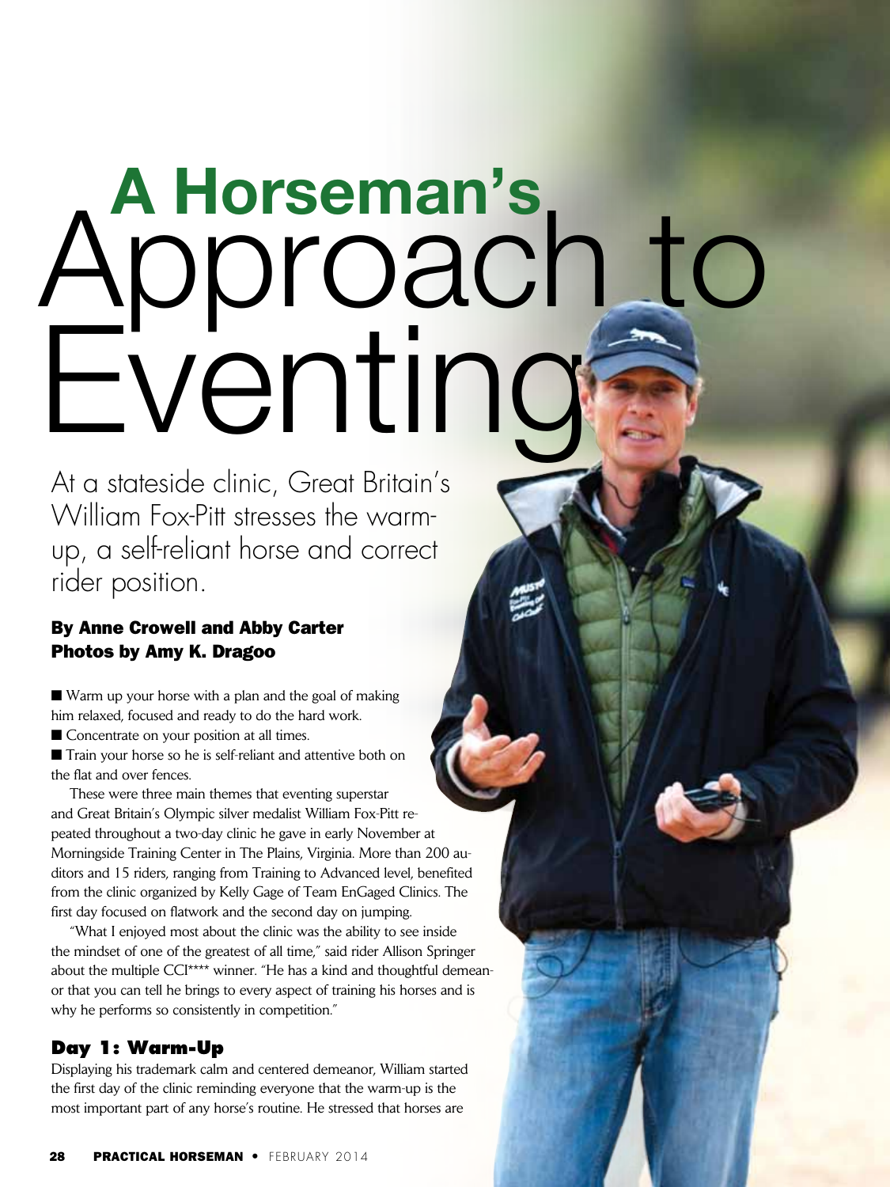# A Horseman's Approach to Eventing

At a stateside clinic, Great Britain's William Fox-Pitt stresses the warm-up, a self-reliant horse and correct rider position.

**By Anne Crowell and Abby Carter**
**Photos by Amy K. Dragoo**

- Warm up your horse with a plan and the goal of making him relaxed, focused and ready to do the hard work.
- Concentrate on your position at all times.
- Train your horse so he is self-reliant and attentive both on the flat and over fences.

These were three main themes that eventing superstar and Great Britain's Olympic silver medalist William Fox-Pitt repeated throughout a two-day clinic he gave in early November at Morningside Training Center in The Plains, Virginia. More than 200 auditors and 15 riders, ranging from Training to Advanced level, benefited from the clinic organized by Kelly Gage of Team EnGaged Clinics. The first day focused on flatwork and the second day on jumping.

"What I enjoyed most about the clinic was the ability to see inside the mindset of one of the greatest of all time," said rider Allison Springer about the multiple CCI**** winner. "He has a kind and thoughtful demeanor that you can tell he brings to every aspect of training his horses and is why he performs so consistently in competition."

## Day 1: Warm-Up

Displaying his trademark calm and centered demeanor, William started the first day of the clinic reminding everyone that the warm-up is the most important part of any horse's routine. He stressed that horses are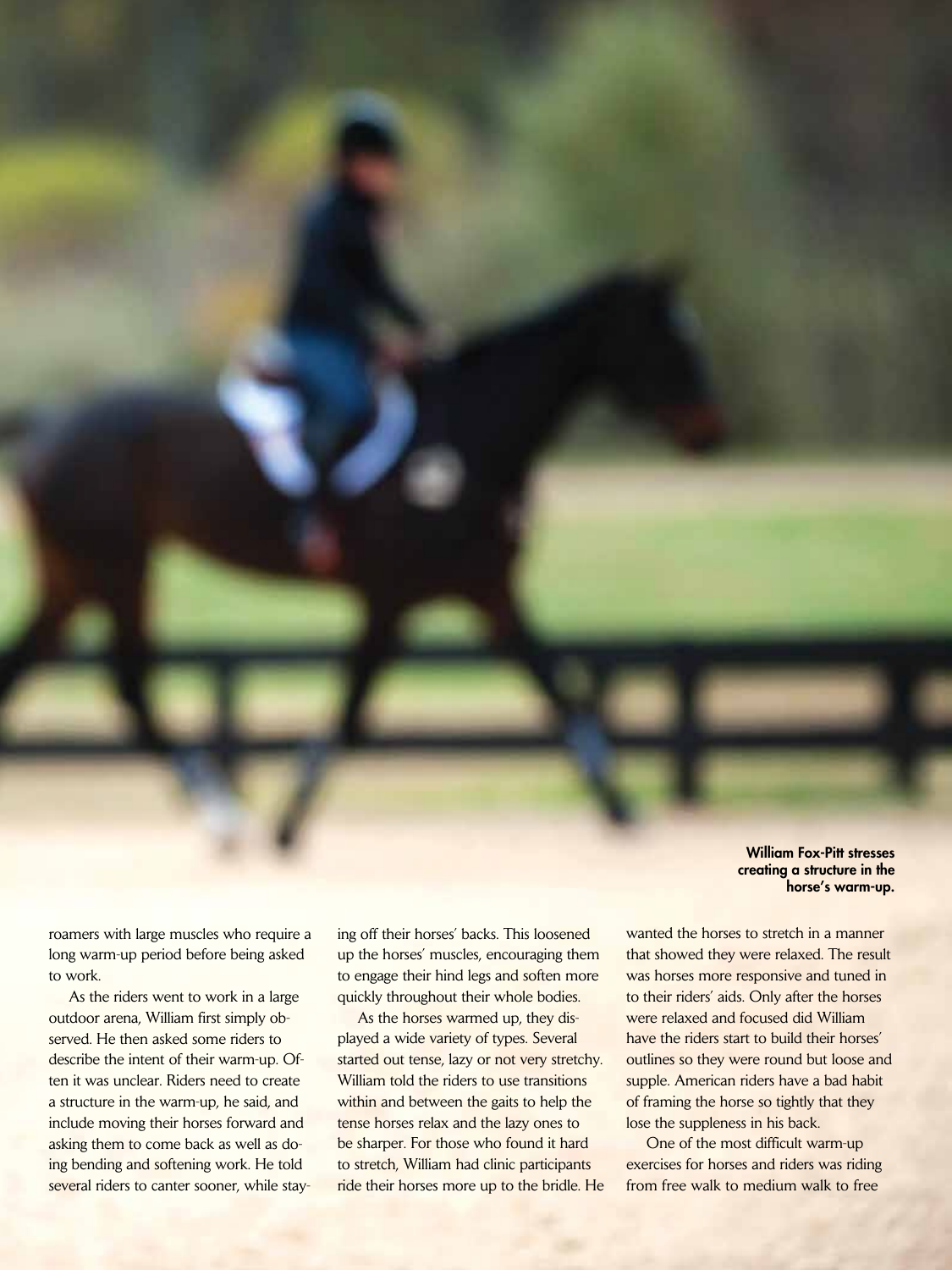**William Fox-Pitt stresses creating a structure in the horse's warm-up.**

roamers with large muscles who require a long warm-up period before being asked to work.

As the riders went to work in a large outdoor arena, William first simply observed. He then asked some riders to describe the intent of their warm-up. Often it was unclear. Riders need to create a structure in the warm-up, he said, and include moving their horses forward and asking them to come back as well as doing bending and softening work. He told several riders to canter sooner, while staying off their horses' backs. This loosened up the horses' muscles, encouraging them to engage their hind legs and soften more quickly throughout their whole bodies.

As the horses warmed up, they displayed a wide variety of types. Several started out tense, lazy or not very stretchy. William told the riders to use transitions within and between the gaits to help the tense horses relax and the lazy ones to be sharper. For those who found it hard to stretch, William had clinic participants ride their horses more up to the bridle. He wanted the horses to stretch in a manner that showed they were relaxed. The result was horses more responsive and tuned in to their riders' aids. Only after the horses were relaxed and focused did William have the riders start to build their horses' outlines so they were round but loose and supple. American riders have a bad habit of framing the horse so tightly that they lose the suppleness in his back.

One of the most difficult warm-up exercises for horses and riders was riding from free walk to medium walk to free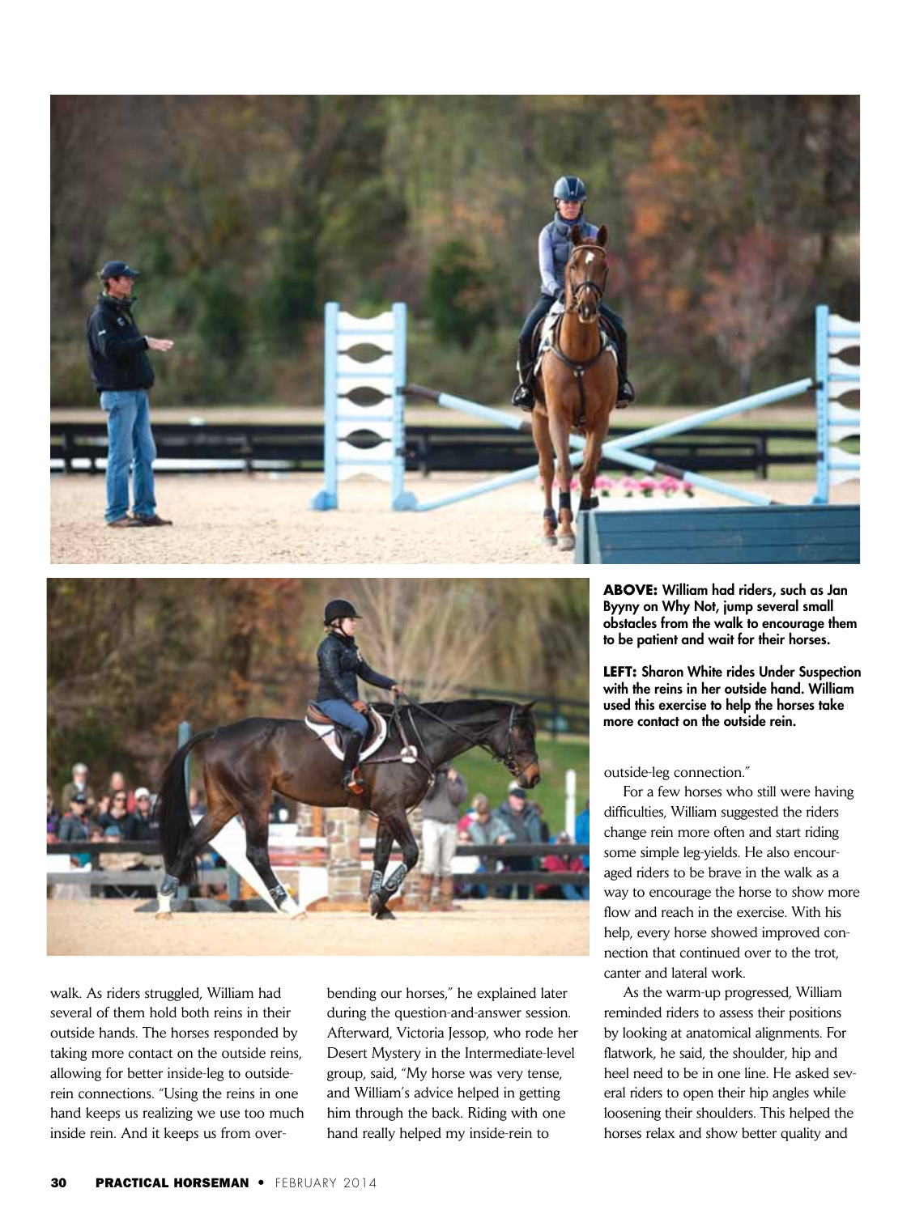**ABOVE:** William had riders, such as Jan Byyny on Why Not, jump several small obstacles from the walk to encourage them to be patient and wait for their horses.

**LEFT:** Sharon White rides Under Suspection with the reins in her outside hand. William used this exercise to help the horses take more contact on the outside rein.

walk. As riders struggled, William had several of them hold both reins in their outside hands. The horses responded by taking more contact on the outside reins, allowing for better inside-leg to outside-rein connections. "Using the reins in one hand keeps us realizing we use too much inside rein. And it keeps us from over-bending our horses," he explained later during the question-and-answer session. Afterward, Victoria Jessop, who rode her Desert Mystery in the Intermediate-level group, said, "My horse was very tense, and William's advice helped in getting him through the back. Riding with one hand really helped my inside-rein to outside-leg connection."

For a few horses who still were having difficulties, William suggested the riders change rein more often and start riding some simple leg-yields. He also encouraged riders to be brave in the walk as a way to encourage the horse to show more flow and reach in the exercise. With his help, every horse showed improved connection that continued over to the trot, canter and lateral work.

As the warm-up progressed, William reminded riders to assess their positions by looking at anatomical alignments. For flatwork, he said, the shoulder, hip and heel need to be in one line. He asked several riders to open their hip angles while loosening their shoulders. This helped the horses relax and show better quality and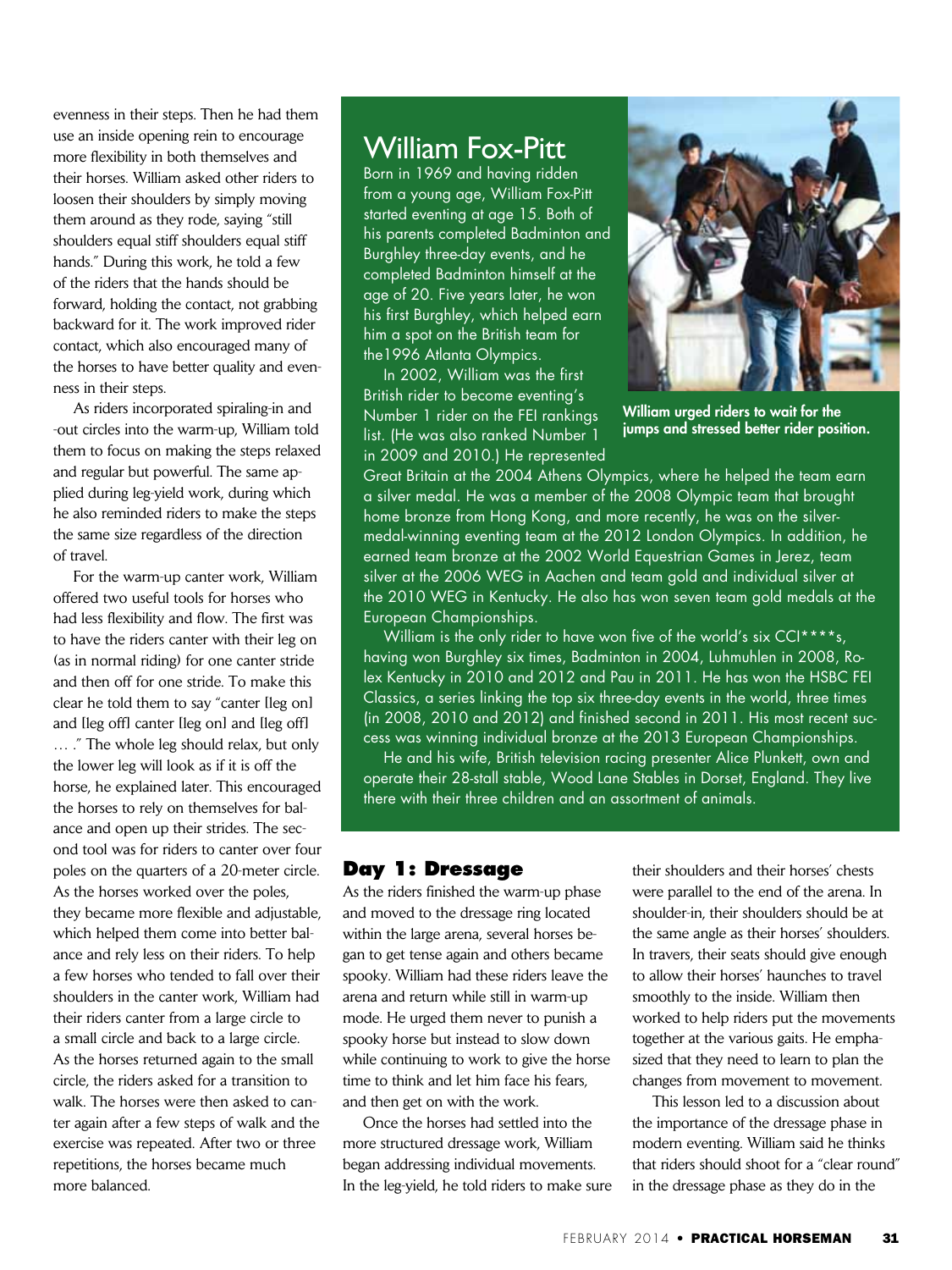evenness in their steps. Then he had them use an inside opening rein to encourage more flexibility in both themselves and their horses. William asked other riders to loosen their shoulders by simply moving them around as they rode, saying "still shoulders equal stiff shoulders equal stiff hands." During this work, he told a few of the riders that the hands should be forward, holding the contact, not grabbing backward for it. The work improved rider contact, which also encouraged many of the horses to have better quality and evenness in their steps.

As riders incorporated spiraling-in and -out circles into the warm-up, William told them to focus on making the steps relaxed and regular but powerful. The same applied during leg-yield work, during which he also reminded riders to make the steps the same size regardless of the direction of travel.

For the warm-up canter work, William offered two useful tools for horses who had less flexibility and flow. The first was to have the riders canter with their leg on (as in normal riding) for one canter stride and then off for one stride. To make this clear he told them to say "canter [leg on] and [leg off] canter [leg on] and [leg off] … ." The whole leg should relax, but only the lower leg will look as if it is off the horse, he explained later. This encouraged the horses to rely on themselves for balance and open up their strides. The second tool was for riders to canter over four poles on the quarters of a 20-meter circle. As the horses worked over the poles, they became more flexible and adjustable, which helped them come into better balance and rely less on their riders. To help a few horses who tended to fall over their shoulders in the canter work, William had their riders canter from a large circle to a small circle and back to a large circle. As the horses returned again to the small circle, the riders asked for a transition to walk. The horses were then asked to canter again after a few steps of walk and the exercise was repeated. After two or three repetitions, the horses became much more balanced.

## William Fox-Pitt

Born in 1969 and having ridden from a young age, William Fox-Pitt started eventing at age 15. Both of his parents completed Badminton and Burghley three-day events, and he completed Badminton himself at the age of 20. Five years later, he won his first Burghley, which helped earn him a spot on the British team for the1996 Atlanta Olympics.

In 2002, William was the first British rider to become eventing's Number 1 rider on the FEI rankings list. (He was also ranked Number 1 in 2009 and 2010.) He represented Great Britain at the 2004 Athens Olympics, where he helped the team earn a silver medal. He was a member of the 2008 Olympic team that brought home bronze from Hong Kong, and more recently, he was on the silver-medal-winning eventing team at the 2012 London Olympics. In addition, he earned team bronze at the 2002 World Equestrian Games in Jerez, team silver at the 2006 WEG in Aachen and team gold and individual silver at the 2010 WEG in Kentucky. He also has won seven team gold medals at the European Championships.

William is the only rider to have won five of the world's six CCI****s, having won Burghley six times, Badminton in 2004, Luhmuhlen in 2008, Rolex Kentucky in 2010 and 2012 and Pau in 2011. He has won the HSBC FEI Classics, a series linking the top six three-day events in the world, three times (in 2008, 2010 and 2012) and finished second in 2011. His most recent success was winning individual bronze at the 2013 European Championships.

He and his wife, British television racing presenter Alice Plunkett, own and operate their 28-stall stable, Wood Lane Stables in Dorset, England. They live there with their three children and an assortment of animals.

**William urged riders to wait for the jumps and stressed better rider position.**

## Day 1: Dressage

As the riders finished the warm-up phase and moved to the dressage ring located within the large arena, several horses began to get tense again and others became spooky. William had these riders leave the arena and return while still in warm-up mode. He urged them never to punish a spooky horse but instead to slow down while continuing to work to give the horse time to think and let him face his fears, and then get on with the work.

Once the horses had settled into the more structured dressage work, William began addressing individual movements. In the leg-yield, he told riders to make sure their shoulders and their horses' chests were parallel to the end of the arena. In shoulder-in, their shoulders should be at the same angle as their horses' shoulders. In travers, their seats should give enough to allow their horses' haunches to travel smoothly to the inside. William then worked to help riders put the movements together at the various gaits. He emphasized that they need to learn to plan the changes from movement to movement.

This lesson led to a discussion about the importance of the dressage phase in modern eventing. William said he thinks that riders should shoot for a "clear round" in the dressage phase as they do in the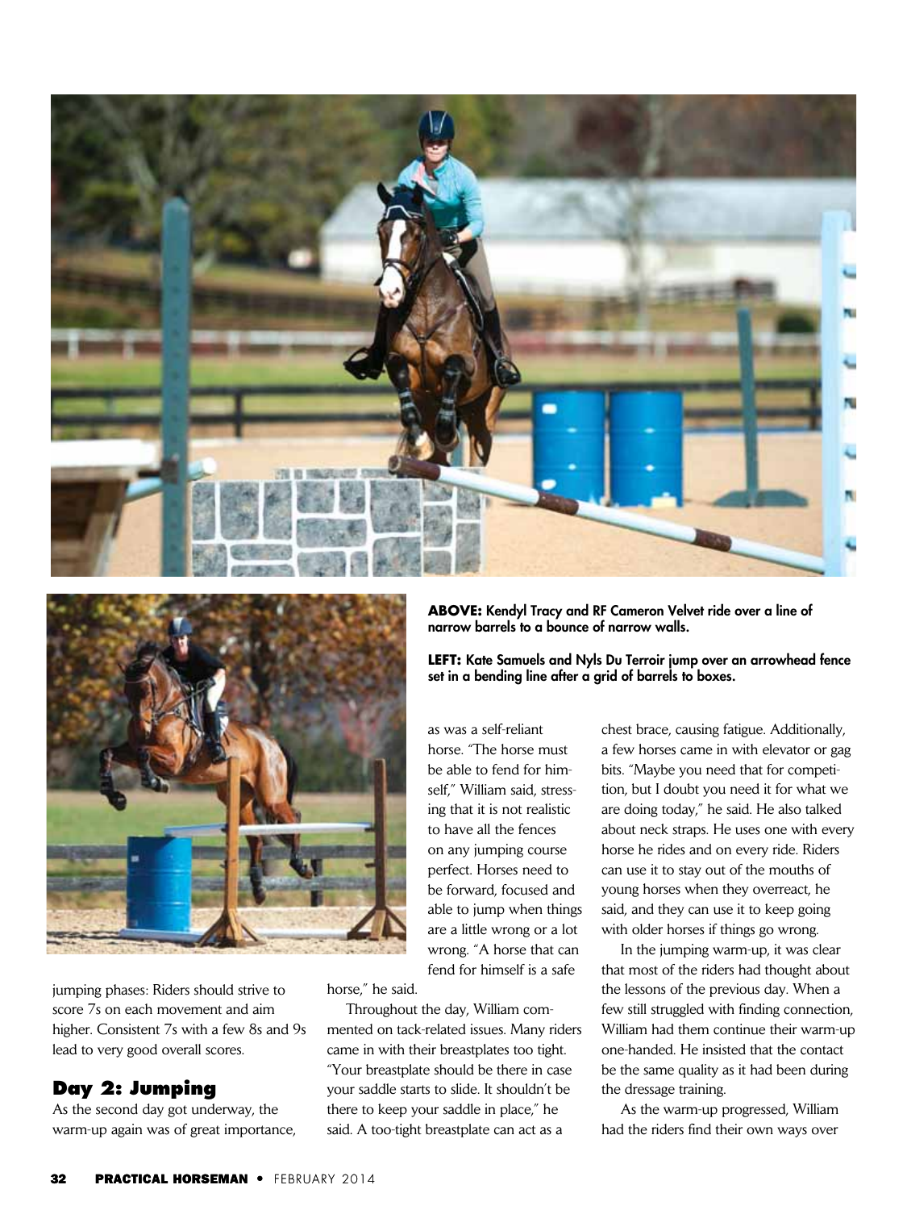**ABOVE:** Kendyl Tracy and RF Cameron Velvet ride over a line of narrow barrels to a bounce of narrow walls.

**LEFT:** Kate Samuels and Nyls Du Terroir jump over an arrowhead fence set in a bending line after a grid of barrels to boxes.

jumping phases: Riders should strive to score 7s on each movement and aim higher. Consistent 7s with a few 8s and 9s lead to very good overall scores.

## Day 2: Jumping

As the second day got underway, the warm-up again was of great importance, as was a self-reliant horse. "The horse must be able to fend for himself," William said, stressing that it is not realistic to have all the fences on any jumping course perfect. Horses need to be forward, focused and able to jump when things are a little wrong or a lot wrong. "A horse that can fend for himself is a safe horse," he said.

Throughout the day, William commented on tack-related issues. Many riders came in with their breastplates too tight. "Your breastplate should be there in case your saddle starts to slide. It shouldn't be there to keep your saddle in place," he said. A too-tight breastplate can act as a chest brace, causing fatigue. Additionally, a few horses came in with elevator or gag bits. "Maybe you need that for competition, but I doubt you need it for what we are doing today," he said. He also talked about neck straps. He uses one with every horse he rides and on every ride. Riders can use it to stay out of the mouths of young horses when they overreact, he said, and they can use it to keep going with older horses if things go wrong.

In the jumping warm-up, it was clear that most of the riders had thought about the lessons of the previous day. When a few still struggled with finding connection, William had them continue their warm-up one-handed. He insisted that the contact be the same quality as it had been during the dressage training.

As the warm-up progressed, William had the riders find their own ways over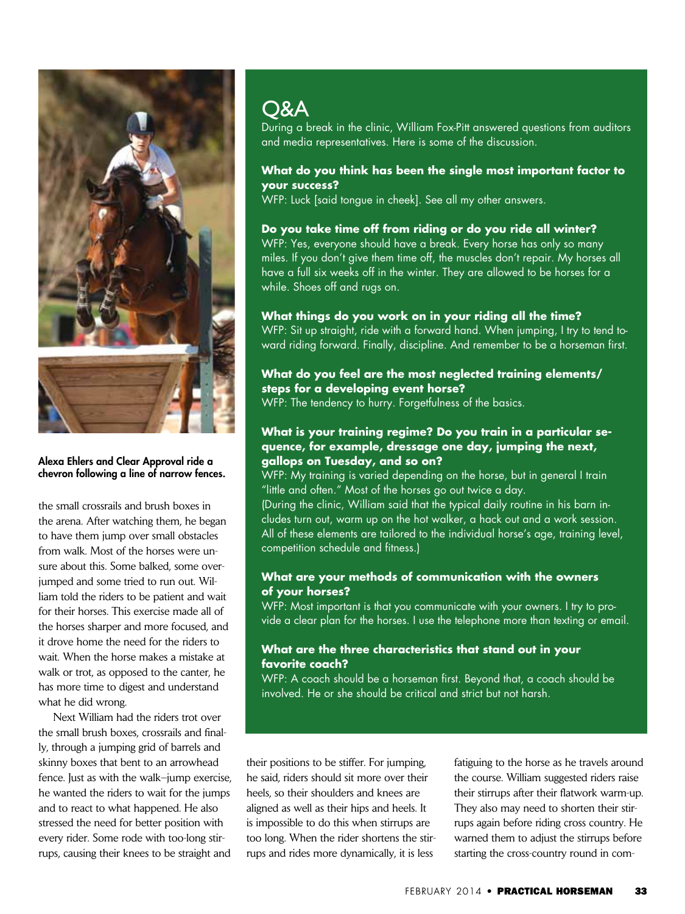Alexa Ehlers and Clear Approval ride a chevron following a line of narrow fences.

the small crossrails and brush boxes in the arena. After watching them, he began to have them jump over small obstacles from walk. Most of the horses were unsure about this. Some balked, some overjumped and some tried to run out. William told the riders to be patient and wait for their horses. This exercise made all of the horses sharper and more focused, and it drove home the need for the riders to wait. When the horse makes a mistake at walk or trot, as opposed to the canter, he has more time to digest and understand what he did wrong.

Next William had the riders trot over the small brush boxes, crossrails and finally, through a jumping grid of barrels and skinny boxes that bent to an arrowhead fence. Just as with the walk–jump exercise, he wanted the riders to wait for the jumps and to react to what happened. He also stressed the need for better position with every rider. Some rode with too-long stirrups, causing their knees to be straight and their positions to be stiffer. For jumping, he said, riders should sit more over their heels, so their shoulders and knees are aligned as well as their hips and heels. It is impossible to do this when stirrups are too long. When the rider shortens the stirrups and rides more dynamically, it is less fatiguing to the horse as he travels around the course. William suggested riders raise their stirrups after their flatwork warm-up. They also may need to shorten their stirrups again before riding cross country. He warned them to adjust the stirrups before starting the cross-country round in com-

## Q&A

During a break in the clinic, William Fox-Pitt answered questions from auditors and media representatives. Here is some of the discussion.

**What do you think has been the single most important factor to your success?**
WFP: Luck [said tongue in cheek]. See all my other answers.

**Do you take time off from riding or do you ride all winter?**
WFP: Yes, everyone should have a break. Every horse has only so many miles. If you don't give them time off, the muscles don't repair. My horses all have a full six weeks off in the winter. They are allowed to be horses for a while. Shoes off and rugs on.

**What things do you work on in your riding all the time?**
WFP: Sit up straight, ride with a forward hand. When jumping, I try to tend toward riding forward. Finally, discipline. And remember to be a horseman first.

**What do you feel are the most neglected training elements/steps for a developing event horse?**
WFP: The tendency to hurry. Forgetfulness of the basics.

**What is your training regime? Do you train in a particular sequence, for example, dressage one day, jumping the next, gallops on Tuesday, and so on?**
WFP: My training is varied depending on the horse, but in general I train "little and often." Most of the horses go out twice a day.
(During the clinic, William said that the typical daily routine in his barn includes turn out, warm up on the hot walker, a hack out and a work session. All of these elements are tailored to the individual horse's age, training level, competition schedule and fitness.)

**What are your methods of communication with the owners of your horses?**
WFP: Most important is that you communicate with your owners. I try to provide a clear plan for the horses. I use the telephone more than texting or email.

**What are the three characteristics that stand out in your favorite coach?**
WFP: A coach should be a horseman first. Beyond that, a coach should be involved. He or she should be critical and strict but not harsh.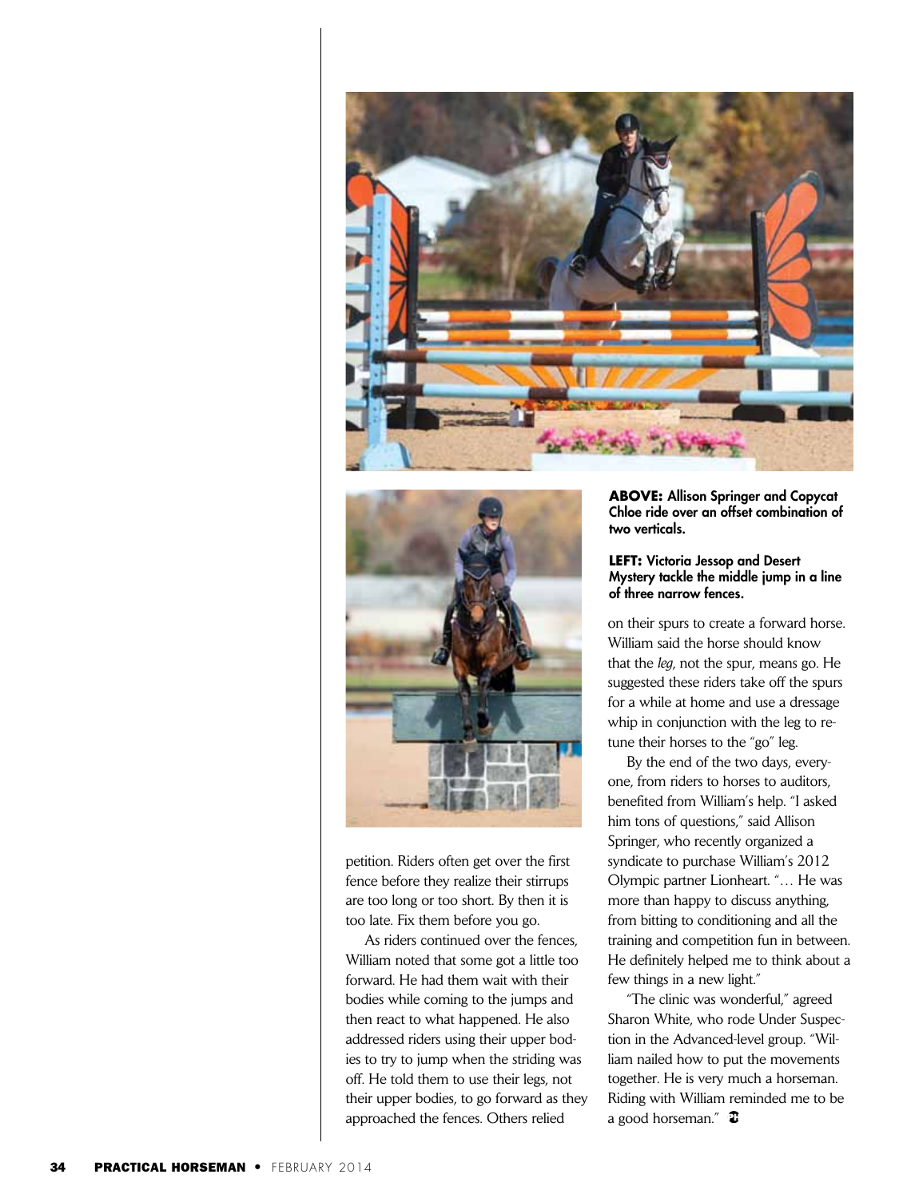**ABOVE:** Allison Springer and Copycat Chloe ride over an offset combination of two verticals.

**LEFT:** Victoria Jessop and Desert Mystery tackle the middle jump in a line of three narrow fences.

petition. Riders often get over the first fence before they realize their stirrups are too long or too short. By then it is too late. Fix them before you go.

As riders continued over the fences, William noted that some got a little too forward. He had them wait with their bodies while coming to the jumps and then react to what happened. He also addressed riders using their upper bodies to try to jump when the striding was off. He told them to use their legs, not their upper bodies, to go forward as they approached the fences. Others relied on their spurs to create a forward horse. William said the horse should know that the *leg*, not the spur, means go. He suggested these riders take off the spurs for a while at home and use a dressage whip in conjunction with the leg to retune their horses to the "go" leg.

By the end of the two days, everyone, from riders to horses to auditors, benefited from William's help. "I asked him tons of questions," said Allison Springer, who recently organized a syndicate to purchase William's 2012 Olympic partner Lionheart. "… He was more than happy to discuss anything, from bitting to conditioning and all the training and competition fun in between. He definitely helped me to think about a few things in a new light."

"The clinic was wonderful," agreed Sharon White, who rode Under Suspection in the Advanced-level group. "William nailed how to put the movements together. He is very much a horseman. Riding with William reminded me to be a good horseman."